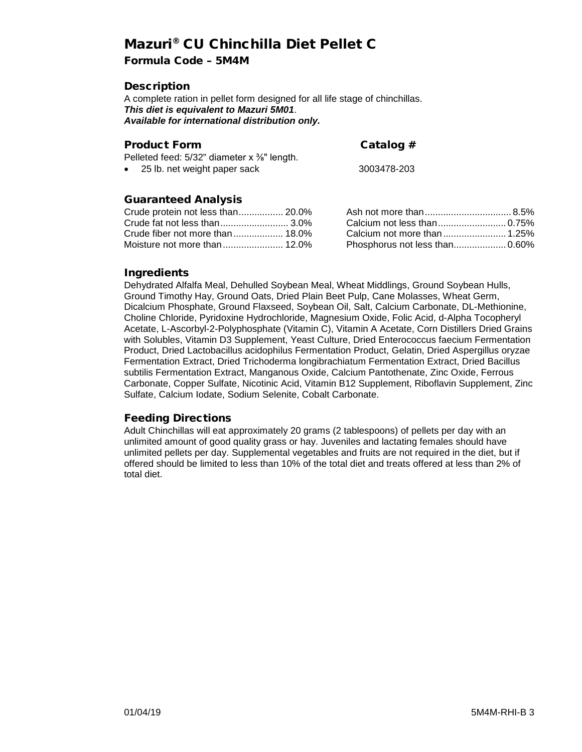# Mazuri® CU Chinchilla Diet Pellet C

### Formula Code – 5M4M

## Description

A complete ration in pellet form designed for all life stage of chinchillas.
***This diet is equivalent to Mazuri 5M01*.**
***Available for international distribution only.***

## Product Form

| Product Form | Catalog # |
|---|---|
| Pelleted feed: 5/32” diameter x ⅜" length. | |
| • 25 lb. net weight paper sack | 3003478-203 |

## Guaranteed Analysis

| | | | |
|---|---|---|---|
| Crude protein not less than | 20.0% | Ash not more than | 8.5% |
| Crude fat not less than | 3.0% | Calcium not less than | 0.75% |
| Crude fiber not more than | 18.0% | Calcium not more than | 1.25% |
| Moisture not more than | 12.0% | Phosphorus not less than | 0.60% |

## Ingredients

Dehydrated Alfalfa Meal, Dehulled Soybean Meal, Wheat Middlings, Ground Soybean Hulls, Ground Timothy Hay, Ground Oats, Dried Plain Beet Pulp, Cane Molasses, Wheat Germ, Dicalcium Phosphate, Ground Flaxseed, Soybean Oil, Salt, Calcium Carbonate, DL-Methionine, Choline Chloride, Pyridoxine Hydrochloride, Magnesium Oxide, Folic Acid, d-Alpha Tocopheryl Acetate, L-Ascorbyl-2-Polyphosphate (Vitamin C), Vitamin A Acetate, Corn Distillers Dried Grains with Solubles, Vitamin D3 Supplement, Yeast Culture, Dried Enterococcus faecium Fermentation Product, Dried Lactobacillus acidophilus Fermentation Product, Gelatin, Dried Aspergillus oryzae Fermentation Extract, Dried Trichoderma longibrachiatum Fermentation Extract, Dried Bacillus subtilis Fermentation Extract, Manganous Oxide, Calcium Pantothenate, Zinc Oxide, Ferrous Carbonate, Copper Sulfate, Nicotinic Acid, Vitamin B12 Supplement, Riboflavin Supplement, Zinc Sulfate, Calcium Iodate, Sodium Selenite, Cobalt Carbonate.

## Feeding Directions

Adult Chinchillas will eat approximately 20 grams (2 tablespoons) of pellets per day with an unlimited amount of good quality grass or hay. Juveniles and lactating females should have unlimited pellets per day. Supplemental vegetables and fruits are not required in the diet, but if offered should be limited to less than 10% of the total diet and treats offered at less than 2% of total diet.

01/04/19 5M4M-RHI-B 3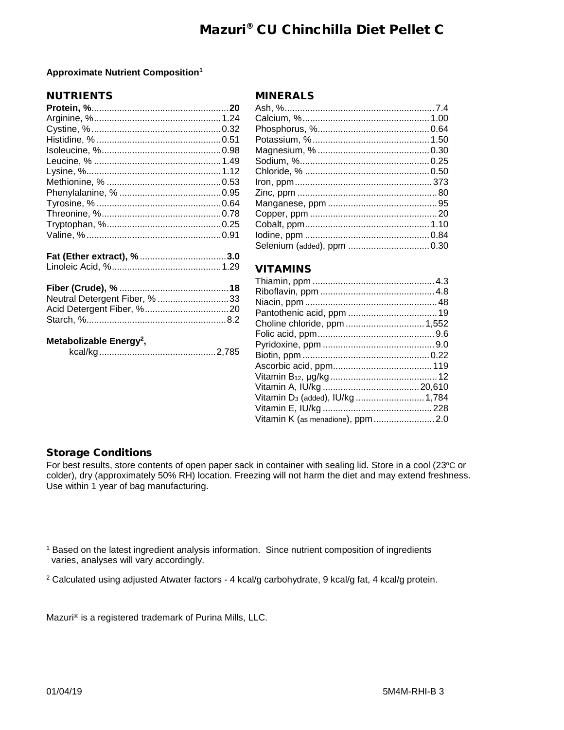# Mazuri® CU Chinchilla Diet Pellet C

**Approximate Nutrient Composition[1]**

## NUTRIENTS

| | |
|---|---|
| **Protein, %** | **20** |
| Arginine, % | 1.24 |
| Cystine, % | 0.32 |
| Histidine, % | 0.51 |
| Isoleucine, % | 0.98 |
| Leucine, % | 1.49 |
| Lysine, % | 1.12 |
| Methionine, % | 0.53 |
| Phenylalanine, % | 0.95 |
| Tyrosine, % | 0.64 |
| Threonine, % | 0.78 |
| Tryptophan, % | 0.25 |
| Valine, % | 0.91 |
| **Fat (Ether extract), %** | **3.0** |
| Linoleic Acid, % | 1.29 |
| **Fiber (Crude), %** | **18** |
| Neutral Detergent Fiber, % | 33 |
| Acid Detergent Fiber, % | 20 |
| Starch, % | 8.2 |
| **Metabolizable Energy[2],** kcal/kg | 2,785 |

## MINERALS

| | |
|---|---|
| Ash, % | 7.4 |
| Calcium, % | 1.00 |
| Phosphorus, % | 0.64 |
| Potassium, % | 1.50 |
| Magnesium, % | 0.30 |
| Sodium, % | 0.25 |
| Chloride, % | 0.50 |
| Iron, ppm | 373 |
| Zinc, ppm | 80 |
| Manganese, ppm | 95 |
| Copper, ppm | 20 |
| Cobalt, ppm | 1.10 |
| Iodine, ppm | 0.84 |
| Selenium (added), ppm | 0.30 |

## VITAMINS

| | |
|---|---|
| Thiamin, ppm | 4.3 |
| Riboflavin, ppm | 4.8 |
| Niacin, ppm | 48 |
| Pantothenic acid, ppm | 19 |
| Choline chloride, ppm | 1,552 |
| Folic acid, ppm | 9.6 |
| Pyridoxine, ppm | 9.0 |
| Biotin, ppm | 0.22 |
| Ascorbic acid, ppm | 119 |
| Vitamin $B_{12}$, µg/kg | 12 |
| Vitamin A, IU/kg | 20,610 |
| Vitamin $D_3$ (added), IU/kg | 1,784 |
| Vitamin E, IU/kg | 228 |
| Vitamin K (as menadione), ppm | 2.0 |

## Storage Conditions

For best results, store contents of open paper sack in container with sealing lid. Store in a cool (23°C or colder), dry (approximately 50% RH) location. Freezing will not harm the diet and may extend freshness. Use within 1 year of bag manufacturing.

[1] Based on the latest ingredient analysis information. Since nutrient composition of ingredients varies, analyses will vary accordingly.

[2] Calculated using adjusted Atwater factors - 4 kcal/g carbohydrate, 9 kcal/g fat, 4 kcal/g protein.

Mazuri® is a registered trademark of Purina Mills, LLC.

01/04/19 5M4M-RHI-B 3